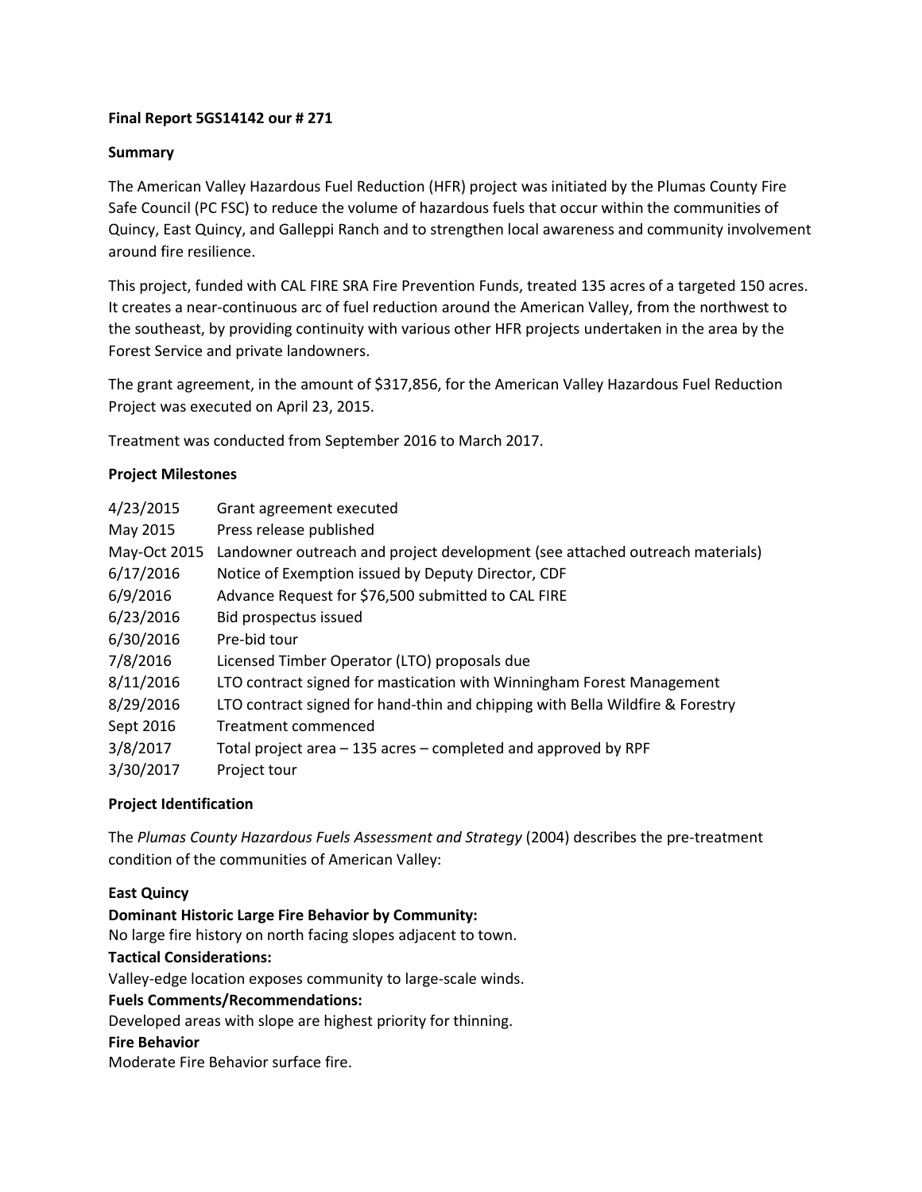**Final Report 5GS14142 our # 271**

**Summary**

The American Valley Hazardous Fuel Reduction (HFR) project was initiated by the Plumas County Fire Safe Council (PC FSC) to reduce the volume of hazardous fuels that occur within the communities of Quincy, East Quincy, and Galleppi Ranch and to strengthen local awareness and community involvement around fire resilience.

This project, funded with CAL FIRE SRA Fire Prevention Funds, treated 135 acres of a targeted 150 acres. It creates a near-continuous arc of fuel reduction around the American Valley, from the northwest to the southeast, by providing continuity with various other HFR projects undertaken in the area by the Forest Service and private landowners.

The grant agreement, in the amount of $317,856, for the American Valley Hazardous Fuel Reduction Project was executed on April 23, 2015.

Treatment was conducted from September 2016 to March 2017.

**Project Milestones**

| | |
|---|---|
| 4/23/2015 | Grant agreement executed |
| May 2015 | Press release published |
| May-Oct 2015 | Landowner outreach and project development (see attached outreach materials) |
| 6/17/2016 | Notice of Exemption issued by Deputy Director, CDF |
| 6/9/2016 | Advance Request for $76,500 submitted to CAL FIRE |
| 6/23/2016 | Bid prospectus issued |
| 6/30/2016 | Pre-bid tour |
| 7/8/2016 | Licensed Timber Operator (LTO) proposals due |
| 8/11/2016 | LTO contract signed for mastication with Winningham Forest Management |
| 8/29/2016 | LTO contract signed for hand-thin and chipping with Bella Wildfire & Forestry |
| Sept 2016 | Treatment commenced |
| 3/8/2017 | Total project area – 135 acres – completed and approved by RPF |
| 3/30/2017 | Project tour |

**Project Identification**

The *Plumas County Hazardous Fuels Assessment and Strategy* (2004) describes the pre-treatment condition of the communities of American Valley:

**East Quincy**

**Dominant Historic Large Fire Behavior by Community:**
No large fire history on north facing slopes adjacent to town.

**Tactical Considerations:**
Valley-edge location exposes community to large-scale winds.

**Fuels Comments/Recommendations:**
Developed areas with slope are highest priority for thinning.

**Fire Behavior**
Moderate Fire Behavior surface fire.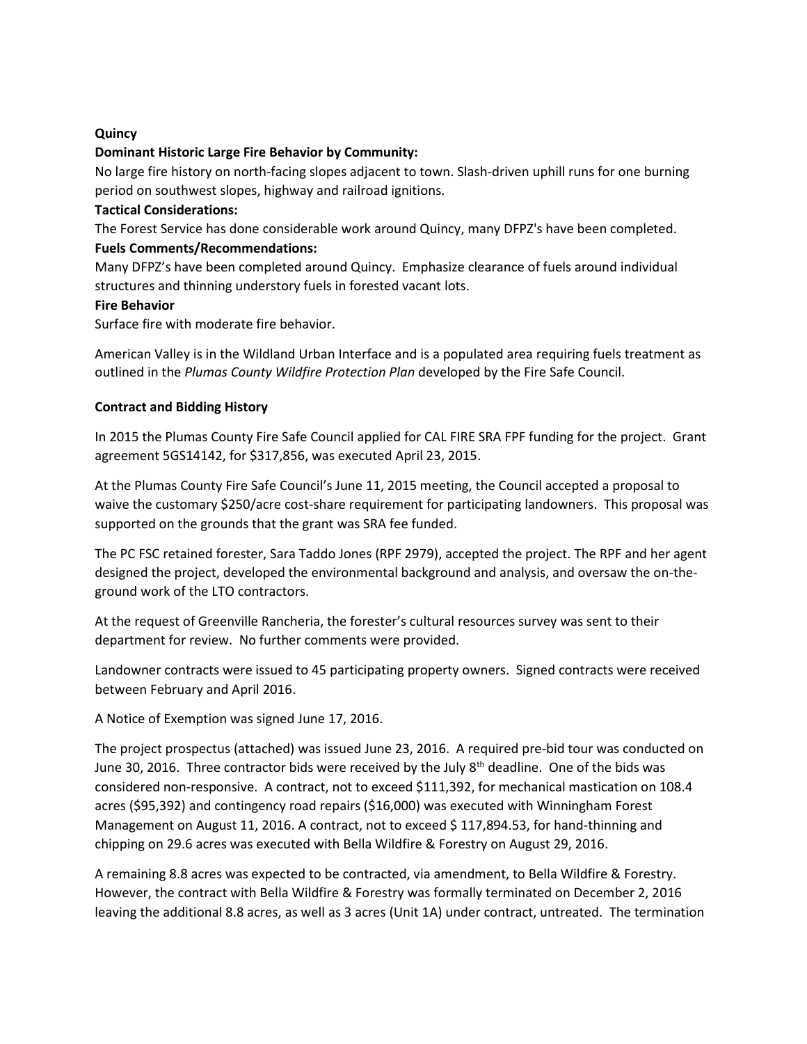**Quincy**

**Dominant Historic Large Fire Behavior by Community:**

No large fire history on north-facing slopes adjacent to town. Slash-driven uphill runs for one burning period on southwest slopes, highway and railroad ignitions.

**Tactical Considerations:**

The Forest Service has done considerable work around Quincy, many DFPZ's have been completed.

**Fuels Comments/Recommendations:**

Many DFPZ's have been completed around Quincy. Emphasize clearance of fuels around individual structures and thinning understory fuels in forested vacant lots.

**Fire Behavior**

Surface fire with moderate fire behavior.

American Valley is in the Wildland Urban Interface and is a populated area requiring fuels treatment as outlined in the *Plumas County Wildfire Protection Plan* developed by the Fire Safe Council.

**Contract and Bidding History**

In 2015 the Plumas County Fire Safe Council applied for CAL FIRE SRA FPF funding for the project. Grant agreement 5GS14142, for $317,856, was executed April 23, 2015.

At the Plumas County Fire Safe Council's June 11, 2015 meeting, the Council accepted a proposal to waive the customary $250/acre cost-share requirement for participating landowners. This proposal was supported on the grounds that the grant was SRA fee funded.

The PC FSC retained forester, Sara Taddo Jones (RPF 2979), accepted the project. The RPF and her agent designed the project, developed the environmental background and analysis, and oversaw the on-the-ground work of the LTO contractors.

At the request of Greenville Rancheria, the forester's cultural resources survey was sent to their department for review. No further comments were provided.

Landowner contracts were issued to 45 participating property owners. Signed contracts were received between February and April 2016.

A Notice of Exemption was signed June 17, 2016.

The project prospectus (attached) was issued June 23, 2016. A required pre-bid tour was conducted on June 30, 2016. Three contractor bids were received by the July 8th deadline. One of the bids was considered non-responsive. A contract, not to exceed $111,392, for mechanical mastication on 108.4 acres ($95,392) and contingency road repairs ($16,000) was executed with Winningham Forest Management on August 11, 2016. A contract, not to exceed $ 117,894.53, for hand-thinning and chipping on 29.6 acres was executed with Bella Wildfire & Forestry on August 29, 2016.

A remaining 8.8 acres was expected to be contracted, via amendment, to Bella Wildfire & Forestry. However, the contract with Bella Wildfire & Forestry was formally terminated on December 2, 2016 leaving the additional 8.8 acres, as well as 3 acres (Unit 1A) under contract, untreated. The termination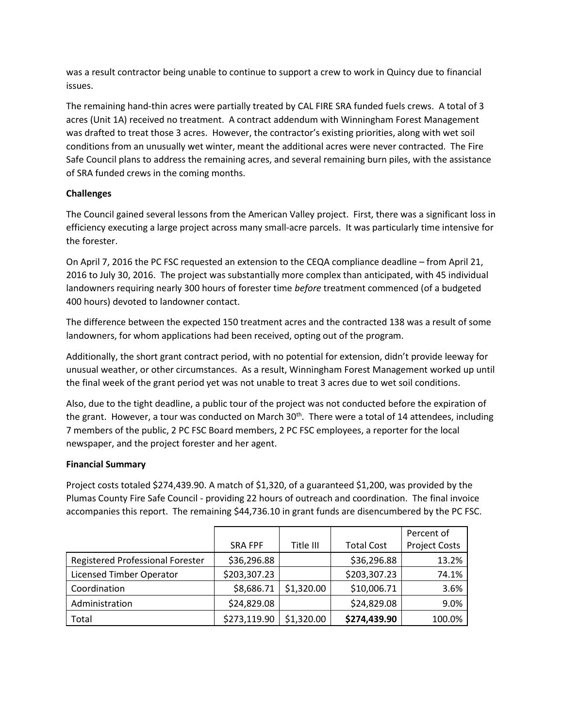was a result contractor being unable to continue to support a crew to work in Quincy due to financial issues.

The remaining hand-thin acres were partially treated by CAL FIRE SRA funded fuels crews. A total of 3 acres (Unit 1A) received no treatment. A contract addendum with Winningham Forest Management was drafted to treat those 3 acres. However, the contractor's existing priorities, along with wet soil conditions from an unusually wet winter, meant the additional acres were never contracted. The Fire Safe Council plans to address the remaining acres, and several remaining burn piles, with the assistance of SRA funded crews in the coming months.

**Challenges**

The Council gained several lessons from the American Valley project. First, there was a significant loss in efficiency executing a large project across many small-acre parcels. It was particularly time intensive for the forester.

On April 7, 2016 the PC FSC requested an extension to the CEQA compliance deadline – from April 21, 2016 to July 30, 2016. The project was substantially more complex than anticipated, with 45 individual landowners requiring nearly 300 hours of forester time *before* treatment commenced (of a budgeted 400 hours) devoted to landowner contact.

The difference between the expected 150 treatment acres and the contracted 138 was a result of some landowners, for whom applications had been received, opting out of the program.

Additionally, the short grant contract period, with no potential for extension, didn't provide leeway for unusual weather, or other circumstances. As a result, Winningham Forest Management worked up until the final week of the grant period yet was not unable to treat 3 acres due to wet soil conditions.

Also, due to the tight deadline, a public tour of the project was not conducted before the expiration of the grant. However, a tour was conducted on March 30th. There were a total of 14 attendees, including 7 members of the public, 2 PC FSC Board members, 2 PC FSC employees, a reporter for the local newspaper, and the project forester and her agent.

**Financial Summary**

Project costs totaled $274,439.90. A match of $1,320, of a guaranteed $1,200, was provided by the Plumas County Fire Safe Council - providing 22 hours of outreach and coordination. The final invoice accompanies this report. The remaining $44,736.10 in grant funds are disencumbered by the PC FSC.

| | SRA FPF | Title III | Total Cost | Percent of Project Costs |
|---|---|---|---|---|
| Registered Professional Forester | $36,296.88 | | $36,296.88 | 13.2% |
| Licensed Timber Operator | $203,307.23 | | $203,307.23 | 74.1% |
| Coordination | $8,686.71 | $1,320.00 | $10,006.71 | 3.6% |
| Administration | $24,829.08 | | $24,829.08 | 9.0% |
| Total | $273,119.90 | $1,320.00 | **$274,439.90** | 100.0% |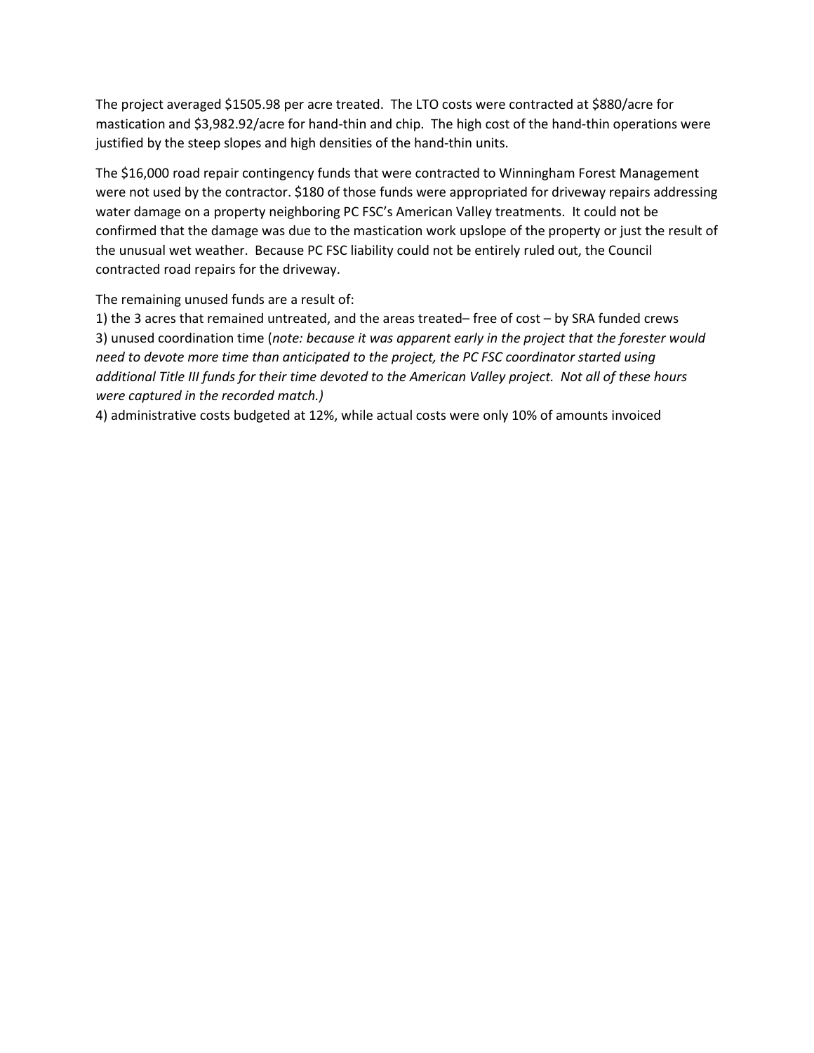The project averaged $1505.98 per acre treated. The LTO costs were contracted at $880/acre for mastication and $3,982.92/acre for hand-thin and chip. The high cost of the hand-thin operations were justified by the steep slopes and high densities of the hand-thin units.

The $16,000 road repair contingency funds that were contracted to Winningham Forest Management were not used by the contractor. $180 of those funds were appropriated for driveway repairs addressing water damage on a property neighboring PC FSC's American Valley treatments. It could not be confirmed that the damage was due to the mastication work upslope of the property or just the result of the unusual wet weather. Because PC FSC liability could not be entirely ruled out, the Council contracted road repairs for the driveway.

The remaining unused funds are a result of:
1) the 3 acres that remained untreated, and the areas treated– free of cost – by SRA funded crews
3) unused coordination time (*note: because it was apparent early in the project that the forester would need to devote more time than anticipated to the project, the PC FSC coordinator started using additional Title III funds for their time devoted to the American Valley project. Not all of these hours were captured in the recorded match.)*
4) administrative costs budgeted at 12%, while actual costs were only 10% of amounts invoiced